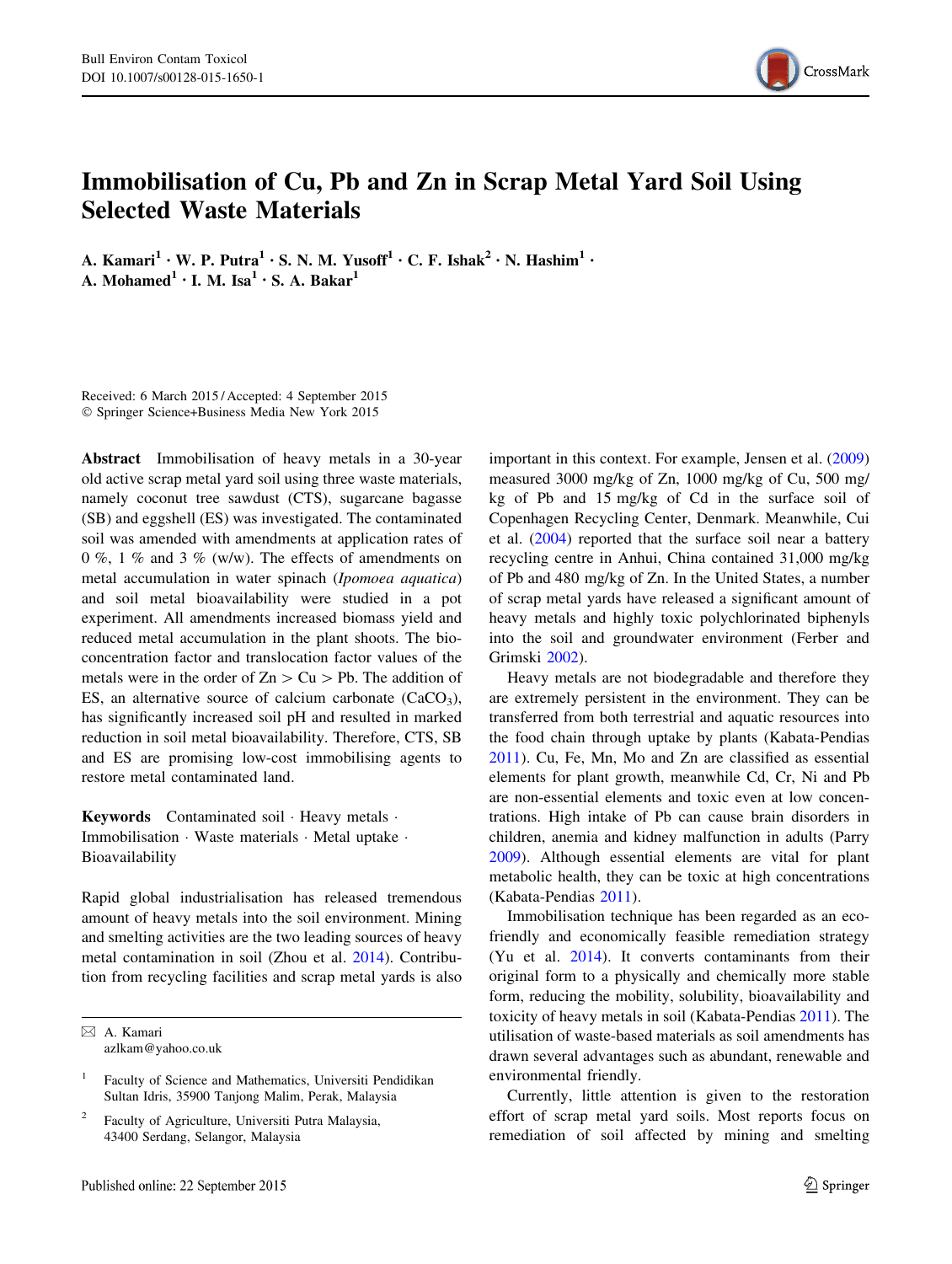# Immobilisation of Cu, Pb and Zn in Scrap Metal Yard Soil Using Selected Waste Materials

A. Kamari[1] · W. P. Putra[1] · S. N. M. Yusoff[1] · C. F. Ishak[2] · N. Hashim[1] · A. Mohamed[1] · I. M. Isa[1] · S. A. Bakar[1]

Received: 6 March 2015 / Accepted: 4 September 2015
© Springer Science+Business Media New York 2015

**Abstract** Immobilisation of heavy metals in a 30-year old active scrap metal yard soil using three waste materials, namely coconut tree sawdust (CTS), sugarcane bagasse (SB) and eggshell (ES) was investigated. The contaminated soil was amended with amendments at application rates of 0 %, 1 % and 3 % (w/w). The effects of amendments on metal accumulation in water spinach (*Ipomoea aquatica*) and soil metal bioavailability were studied in a pot experiment. All amendments increased biomass yield and reduced metal accumulation in the plant shoots. The bioconcentration factor and translocation factor values of the metals were in the order of Zn > Cu > Pb. The addition of ES, an alternative source of calcium carbonate ($CaCO_3$), has significantly increased soil pH and resulted in marked reduction in soil metal bioavailability. Therefore, CTS, SB and ES are promising low-cost immobilising agents to restore metal contaminated land.

**Keywords** Contaminated soil · Heavy metals · Immobilisation · Waste materials · Metal uptake · Bioavailability

Rapid global industrialisation has released tremendous amount of heavy metals into the soil environment. Mining and smelting activities are the two leading sources of heavy metal contamination in soil (Zhou et al. 2014). Contribution from recycling facilities and scrap metal yards is also important in this context. For example, Jensen et al. (2009) measured 3000 mg/kg of Zn, 1000 mg/kg of Cu, 500 mg/kg of Pb and 15 mg/kg of Cd in the surface soil of Copenhagen Recycling Center, Denmark. Meanwhile, Cui et al. (2004) reported that the surface soil near a battery recycling centre in Anhui, China contained 31,000 mg/kg of Pb and 480 mg/kg of Zn. In the United States, a number of scrap metal yards have released a significant amount of heavy metals and highly toxic polychlorinated biphenyls into the soil and groundwater environment (Ferber and Grimski 2002).

Heavy metals are not biodegradable and therefore they are extremely persistent in the environment. They can be transferred from both terrestrial and aquatic resources into the food chain through uptake by plants (Kabata-Pendias 2011). Cu, Fe, Mn, Mo and Zn are classified as essential elements for plant growth, meanwhile Cd, Cr, Ni and Pb are non-essential elements and toxic even at low concentrations. High intake of Pb can cause brain disorders in children, anemia and kidney malfunction in adults (Parry 2009). Although essential elements are vital for plant metabolic health, they can be toxic at high concentrations (Kabata-Pendias 2011).

Immobilisation technique has been regarded as an eco-friendly and economically feasible remediation strategy (Yu et al. 2014). It converts contaminants from their original form to a physically and chemically more stable form, reducing the mobility, solubility, bioavailability and toxicity of heavy metals in soil (Kabata-Pendias 2011). The utilisation of waste-based materials as soil amendments has drawn several advantages such as abundant, renewable and environmental friendly.

Currently, little attention is given to the restoration effort of scrap metal yard soils. Most reports focus on remediation of soil affected by mining and smelting

---

✉ A. Kamari
azlkam@yahoo.co.uk

[1] Faculty of Science and Mathematics, Universiti Pendidikan Sultan Idris, 35900 Tanjong Malim, Perak, Malaysia

[2] Faculty of Agriculture, Universiti Putra Malaysia, 43400 Serdang, Selangor, Malaysia

Published online: 22 September 2015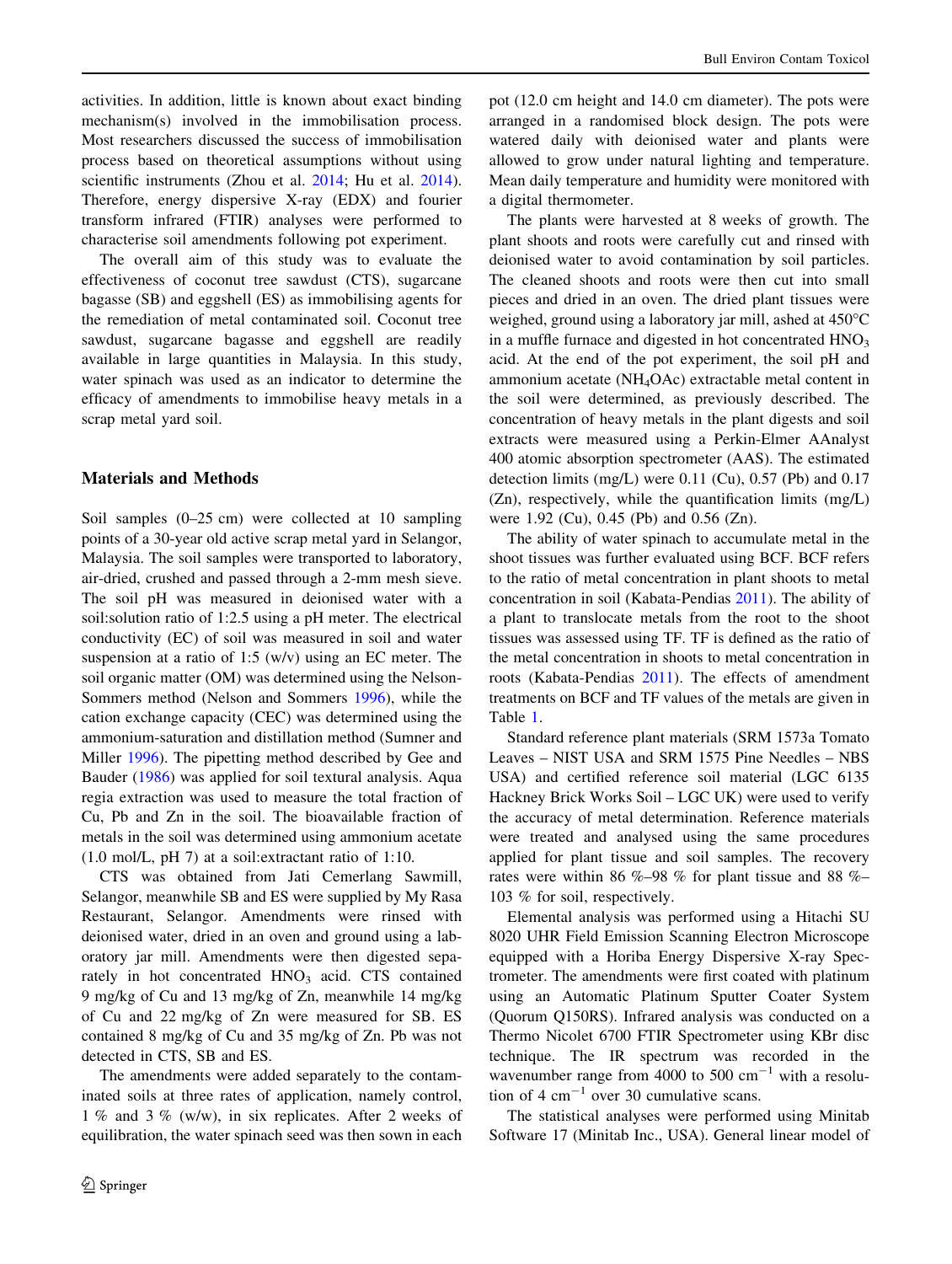activities. In addition, little is known about exact binding mechanism(s) involved in the immobilisation process. Most researchers discussed the success of immobilisation process based on theoretical assumptions without using scientific instruments (Zhou et al. 2014; Hu et al. 2014). Therefore, energy dispersive X-ray (EDX) and fourier transform infrared (FTIR) analyses were performed to characterise soil amendments following pot experiment.

The overall aim of this study was to evaluate the effectiveness of coconut tree sawdust (CTS), sugarcane bagasse (SB) and eggshell (ES) as immobilising agents for the remediation of metal contaminated soil. Coconut tree sawdust, sugarcane bagasse and eggshell are readily available in large quantities in Malaysia. In this study, water spinach was used as an indicator to determine the efficacy of amendments to immobilise heavy metals in a scrap metal yard soil.

## Materials and Methods

Soil samples (0–25 cm) were collected at 10 sampling points of a 30-year old active scrap metal yard in Selangor, Malaysia. The soil samples were transported to laboratory, air-dried, crushed and passed through a 2-mm mesh sieve. The soil pH was measured in deionised water with a soil:solution ratio of 1:2.5 using a pH meter. The electrical conductivity (EC) of soil was measured in soil and water suspension at a ratio of 1:5 (w/v) using an EC meter. The soil organic matter (OM) was determined using the Nelson-Sommers method (Nelson and Sommers 1996), while the cation exchange capacity (CEC) was determined using the ammonium-saturation and distillation method (Sumner and Miller 1996). The pipetting method described by Gee and Bauder (1986) was applied for soil textural analysis. Aqua regia extraction was used to measure the total fraction of Cu, Pb and Zn in the soil. The bioavailable fraction of metals in the soil was determined using ammonium acetate (1.0 mol/L, pH 7) at a soil:extractant ratio of 1:10.

CTS was obtained from Jati Cemerlang Sawmill, Selangor, meanwhile SB and ES were supplied by My Rasa Restaurant, Selangor. Amendments were rinsed with deionised water, dried in an oven and ground using a laboratory jar mill. Amendments were then digested separately in hot concentrated $HNO_3$ acid. CTS contained 9 mg/kg of Cu and 13 mg/kg of Zn, meanwhile 14 mg/kg of Cu and 22 mg/kg of Zn were measured for SB. ES contained 8 mg/kg of Cu and 35 mg/kg of Zn. Pb was not detected in CTS, SB and ES.

The amendments were added separately to the contaminated soils at three rates of application, namely control, 1 % and 3 % (w/w), in six replicates. After 2 weeks of equilibration, the water spinach seed was then sown in each pot (12.0 cm height and 14.0 cm diameter). The pots were arranged in a randomised block design. The pots were watered daily with deionised water and plants were allowed to grow under natural lighting and temperature. Mean daily temperature and humidity were monitored with a digital thermometer.

The plants were harvested at 8 weeks of growth. The plant shoots and roots were carefully cut and rinsed with deionised water to avoid contamination by soil particles. The cleaned shoots and roots were then cut into small pieces and dried in an oven. The dried plant tissues were weighed, ground using a laboratory jar mill, ashed at 450°C in a muffle furnace and digested in hot concentrated $HNO_3$ acid. At the end of the pot experiment, the soil pH and ammonium acetate ($NH_4OAc$) extractable metal content in the soil were determined, as previously described. The concentration of heavy metals in the plant digests and soil extracts were measured using a Perkin-Elmer AAnalyst 400 atomic absorption spectrometer (AAS). The estimated detection limits (mg/L) were 0.11 (Cu), 0.57 (Pb) and 0.17 (Zn), respectively, while the quantification limits (mg/L) were 1.92 (Cu), 0.45 (Pb) and 0.56 (Zn).

The ability of water spinach to accumulate metal in the shoot tissues was further evaluated using BCF. BCF refers to the ratio of metal concentration in plant shoots to metal concentration in soil (Kabata-Pendias 2011). The ability of a plant to translocate metals from the root to the shoot tissues was assessed using TF. TF is defined as the ratio of the metal concentration in shoots to metal concentration in roots (Kabata-Pendias 2011). The effects of amendment treatments on BCF and TF values of the metals are given in Table 1.

Standard reference plant materials (SRM 1573a Tomato Leaves – NIST USA and SRM 1575 Pine Needles – NBS USA) and certified reference soil material (LGC 6135 Hackney Brick Works Soil – LGC UK) were used to verify the accuracy of metal determination. Reference materials were treated and analysed using the same procedures applied for plant tissue and soil samples. The recovery rates were within 86 %–98 % for plant tissue and 88 %–103 % for soil, respectively.

Elemental analysis was performed using a Hitachi SU 8020 UHR Field Emission Scanning Electron Microscope equipped with a Horiba Energy Dispersive X-ray Spectrometer. The amendments were first coated with platinum using an Automatic Platinum Sputter Coater System (Quorum Q150RS). Infrared analysis was conducted on a Thermo Nicolet 6700 FTIR Spectrometer using KBr disc technique. The IR spectrum was recorded in the wavenumber range from 4000 to 500 $cm^{-1}$ with a resolution of 4 $cm^{-1}$ over 30 cumulative scans.

The statistical analyses were performed using Minitab Software 17 (Minitab Inc., USA). General linear model of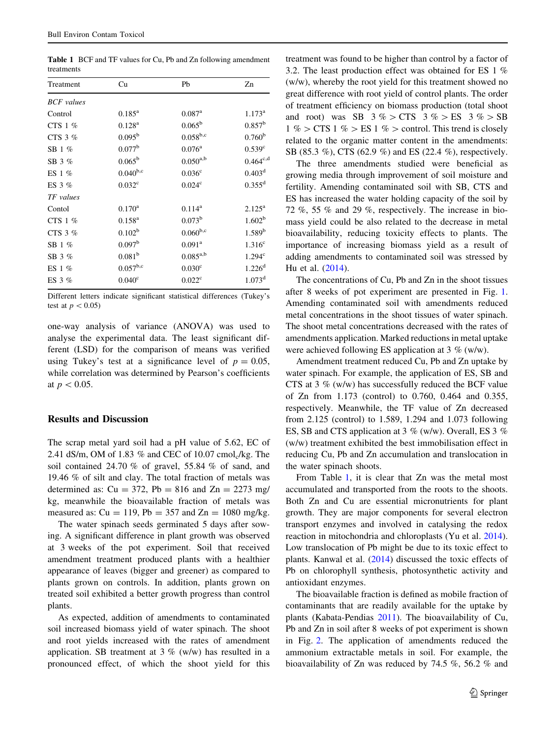**Table 1** BCF and TF values for Cu, Pb and Zn following amendment treatments

| Treatment | Cu | Pb | Zn |
|---|---|---|---|
| *BCF values* | | | |
| Control | 0.185[a] | 0.087[a] | 1.173[a] |
| CTS 1 % | 0.128[a] | 0.065[b] | 0.857[b] |
| CTS 3 % | 0.095[b] | 0.058[b,c] | 0.760[b] |
| SB 1 % | 0.077[b] | 0.076[a] | 0.539[c] |
| SB 3 % | 0.065[b] | 0.050[a,b] | 0.464[c,d] |
| ES 1 % | 0.040[b,c] | 0.036[c] | 0.403[d] |
| ES 3 % | 0.032[c] | 0.024[c] | 0.355[d] |
| *TF values* | | | |
| Contol | 0.170[a] | 0.114[a] | 2.125[a] |
| CTS 1 % | 0.158[a] | 0.073[b] | 1.602[b] |
| CTS 3 % | 0.102[b] | 0.060[b,c] | 1.589[b] |
| SB 1 % | 0.097[b] | 0.091[a] | 1.316[c] |
| SB 3 % | 0.081[b] | 0.085[a,b] | 1.294[c] |
| ES 1 % | 0.057[b,c] | 0.030[c] | 1.226[d] |
| ES 3 % | 0.040[c] | 0.022[c] | 1.073[d] |

Different letters indicate significant statistical differences (Tukey's test at $p < 0.05$)

one-way analysis of variance (ANOVA) was used to analyse the experimental data. The least significant different (LSD) for the comparison of means was verified using Tukey's test at a significance level of $p = 0.05$, while correlation was determined by Pearson's coefficients at $p < 0.05$.

## Results and Discussion

The scrap metal yard soil had a pH value of 5.62, EC of 2.41 dS/m, OM of 1.83 % and CEC of 10.07 $cmol_c$/kg. The soil contained 24.70 % of gravel, 55.84 % of sand, and 19.46 % of silt and clay. The total fraction of metals was determined as: Cu = 372, Pb = 816 and Zn = 2273 mg/kg, meanwhile the bioavailable fraction of metals was measured as: Cu = 119, Pb = 357 and Zn = 1080 mg/kg.

The water spinach seeds germinated 5 days after sowing. A significant difference in plant growth was observed at 3 weeks of the pot experiment. Soil that received amendment treatment produced plants with a healthier appearance of leaves (bigger and greener) as compared to plants grown on controls. In addition, plants grown on treated soil exhibited a better growth progress than control plants.

As expected, addition of amendments to contaminated soil increased biomass yield of water spinach. The shoot and root yields increased with the rates of amendment application. SB treatment at 3 % (w/w) has resulted in a pronounced effect, of which the shoot yield for this treatment was found to be higher than control by a factor of 3.2. The least production effect was obtained for ES 1 % (w/w), whereby the root yield for this treatment showed no great difference with root yield of control plants. The order of treatment efficiency on biomass production (total shoot and root) was SB 3 % > CTS 3 % > ES 3 % > SB 1 % > CTS 1 % > ES 1 % > control. This trend is closely related to the organic matter content in the amendments: SB (85.3 %), CTS (62.9 %) and ES (22.4 %), respectively.

The three amendments studied were beneficial as growing media through improvement of soil moisture and fertility. Amending contaminated soil with SB, CTS and ES has increased the water holding capacity of the soil by 72 %, 55 % and 29 %, respectively. The increase in biomass yield could be also related to the decrease in metal bioavailability, reducing toxicity effects to plants. The importance of increasing biomass yield as a result of adding amendments to contaminated soil was stressed by Hu et al. (2014).

The concentrations of Cu, Pb and Zn in the shoot tissues after 8 weeks of pot experiment are presented in Fig. 1. Amending contaminated soil with amendments reduced metal concentrations in the shoot tissues of water spinach. The shoot metal concentrations decreased with the rates of amendments application. Marked reductions in metal uptake were achieved following ES application at 3 % (w/w).

Amendment treatment reduced Cu, Pb and Zn uptake by water spinach. For example, the application of ES, SB and CTS at 3 % (w/w) has successfully reduced the BCF value of Zn from 1.173 (control) to 0.760, 0.464 and 0.355, respectively. Meanwhile, the TF value of Zn decreased from 2.125 (control) to 1.589, 1.294 and 1.073 following ES, SB and CTS application at 3 % (w/w). Overall, ES 3 % (w/w) treatment exhibited the best immobilisation effect in reducing Cu, Pb and Zn accumulation and translocation in the water spinach shoots.

From Table 1, it is clear that Zn was the metal most accumulated and transported from the roots to the shoots. Both Zn and Cu are essential micronutrients for plant growth. They are major components for several electron transport enzymes and involved in catalysing the redox reaction in mitochondria and chloroplasts (Yu et al. 2014). Low translocation of Pb might be due to its toxic effect to plants. Kanwal et al. (2014) discussed the toxic effects of Pb on chlorophyll synthesis, photosynthetic activity and antioxidant enzymes.

The bioavailable fraction is defined as mobile fraction of contaminants that are readily available for the uptake by plants (Kabata-Pendias 2011). The bioavailability of Cu, Pb and Zn in soil after 8 weeks of pot experiment is shown in Fig. 2. The application of amendments reduced the ammonium extractable metals in soil. For example, the bioavailability of Zn was reduced by 74.5 %, 56.2 % and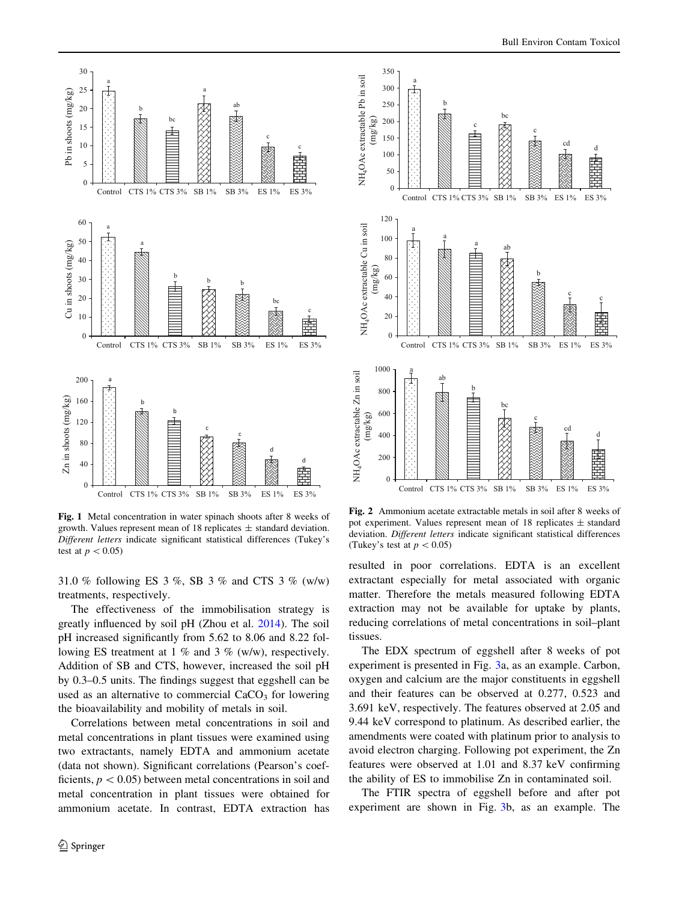Fig. 1 Metal concentration in water spinach shoots after 8 weeks of growth. Values represent mean of 18 replicates ± standard deviation. *Different letters* indicate significant statistical differences (Tukey's test at $p < 0.05$)

Fig. 2 Ammonium acetate extractable metals in soil after 8 weeks of pot experiment. Values represent mean of 18 replicates ± standard deviation. *Different letters* indicate significant statistical differences (Tukey's test at $p < 0.05$)

31.0 % following ES 3 %, SB 3 % and CTS 3 % (w/w) treatments, respectively.

The effectiveness of the immobilisation strategy is greatly influenced by soil pH (Zhou et al. 2014). The soil pH increased significantly from 5.62 to 8.06 and 8.22 following ES treatment at 1 % and 3 % (w/w), respectively. Addition of SB and CTS, however, increased the soil pH by 0.3–0.5 units. The findings suggest that eggshell can be used as an alternative to commercial $CaCO_3$ for lowering the bioavailability and mobility of metals in soil.

Correlations between metal concentrations in soil and metal concentrations in plant tissues were examined using two extractants, namely EDTA and ammonium acetate (data not shown). Significant correlations (Pearson's coefficients, $p < 0.05$) between metal concentrations in soil and metal concentration in plant tissues were obtained for ammonium acetate. In contrast, EDTA extraction has resulted in poor correlations. EDTA is an excellent extractant especially for metal associated with organic matter. Therefore the metals measured following EDTA extraction may not be available for uptake by plants, reducing correlations of metal concentrations in soil–plant tissues.

The EDX spectrum of eggshell after 8 weeks of pot experiment is presented in Fig. 3a, as an example. Carbon, oxygen and calcium are the major constituents in eggshell and their features can be observed at 0.277, 0.523 and 3.691 keV, respectively. The features observed at 2.05 and 9.44 keV correspond to platinum. As described earlier, the amendments were coated with platinum prior to analysis to avoid electron charging. Following pot experiment, the Zn features were observed at 1.01 and 8.37 keV confirming the ability of ES to immobilise Zn in contaminated soil.

The FTIR spectra of eggshell before and after pot experiment are shown in Fig. 3b, as an example. The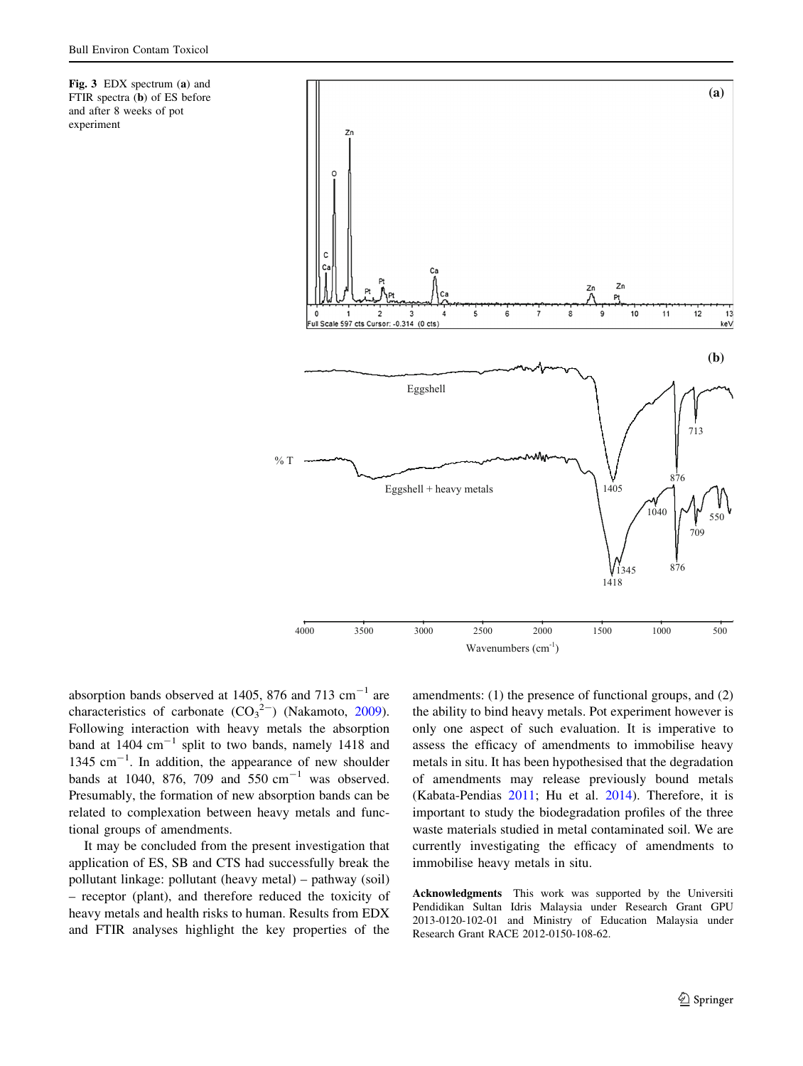Fig. 3 EDX spectrum (a) and FTIR spectra (b) of ES before and after 8 weeks of pot experiment

absorption bands observed at 1405, 876 and 713 $cm^{-1}$ are characteristics of carbonate ($CO_3^{2-}$) (Nakamoto, 2009). Following interaction with heavy metals the absorption band at 1404 $cm^{-1}$ split to two bands, namely 1418 and 1345 $cm^{-1}$. In addition, the appearance of new shoulder bands at 1040, 876, 709 and 550 $cm^{-1}$ was observed. Presumably, the formation of new absorption bands can be related to complexation between heavy metals and functional groups of amendments.

It may be concluded from the present investigation that application of ES, SB and CTS had successfully break the pollutant linkage: pollutant (heavy metal) – pathway (soil) – receptor (plant), and therefore reduced the toxicity of heavy metals and health risks to human. Results from EDX and FTIR analyses highlight the key properties of the amendments: (1) the presence of functional groups, and (2) the ability to bind heavy metals. Pot experiment however is only one aspect of such evaluation. It is imperative to assess the efficacy of amendments to immobilise heavy metals in situ. It has been hypothesised that the degradation of amendments may release previously bound metals (Kabata-Pendias 2011; Hu et al. 2014). Therefore, it is important to study the biodegradation profiles of the three waste materials studied in metal contaminated soil. We are currently investigating the efficacy of amendments to immobilise heavy metals in situ.

**Acknowledgments** This work was supported by the Universiti Pendidikan Sultan Idris Malaysia under Research Grant GPU 2013-0120-102-01 and Ministry of Education Malaysia under Research Grant RACE 2012-0150-108-62.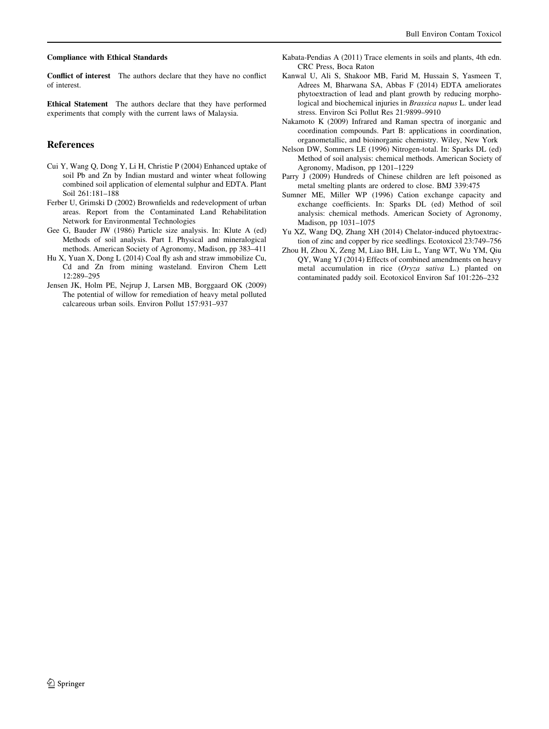**Compliance with Ethical Standards**

**Conflict of interest** The authors declare that they have no conflict of interest.

**Ethical Statement** The authors declare that they have performed experiments that comply with the current laws of Malaysia.

## References

Cui Y, Wang Q, Dong Y, Li H, Christie P (2004) Enhanced uptake of soil Pb and Zn by Indian mustard and winter wheat following combined soil application of elemental sulphur and EDTA. Plant Soil 261:181–188

Ferber U, Grimski D (2002) Brownfields and redevelopment of urban areas. Report from the Contaminated Land Rehabilitation Network for Environmental Technologies

Gee G, Bauder JW (1986) Particle size analysis. In: Klute A (ed) Methods of soil analysis. Part I. Physical and mineralogical methods. American Society of Agronomy, Madison, pp 383–411

Hu X, Yuan X, Dong L (2014) Coal fly ash and straw immobilize Cu, Cd and Zn from mining wasteland. Environ Chem Lett 12:289–295

Jensen JK, Holm PE, Nejrup J, Larsen MB, Borggaard OK (2009) The potential of willow for remediation of heavy metal polluted calcareous urban soils. Environ Pollut 157:931–937

Kabata-Pendias A (2011) Trace elements in soils and plants, 4th edn. CRC Press, Boca Raton

Kanwal U, Ali S, Shakoor MB, Farid M, Hussain S, Yasmeen T, Adrees M, Bharwana SA, Abbas F (2014) EDTA ameliorates phytoextraction of lead and plant growth by reducing morphological and biochemical injuries in *Brassica napus* L. under lead stress. Environ Sci Pollut Res 21:9899–9910

Nakamoto K (2009) Infrared and Raman spectra of inorganic and coordination compounds. Part B: applications in coordination, organometallic, and bioinorganic chemistry. Wiley, New York

Nelson DW, Sommers LE (1996) Nitrogen-total. In: Sparks DL (ed) Method of soil analysis: chemical methods. American Society of Agronomy, Madison, pp 1201–1229

Parry J (2009) Hundreds of Chinese children are left poisoned as metal smelting plants are ordered to close. BMJ 339:475

Sumner ME, Miller WP (1996) Cation exchange capacity and exchange coefficients. In: Sparks DL (ed) Method of soil analysis: chemical methods. American Society of Agronomy, Madison, pp 1031–1075

Yu XZ, Wang DQ, Zhang XH (2014) Chelator-induced phytoextraction of zinc and copper by rice seedlings. Ecotoxicol 23:749–756

Zhou H, Zhou X, Zeng M, Liao BH, Liu L, Yang WT, Wu YM, Qiu QY, Wang YJ (2014) Effects of combined amendments on heavy metal accumulation in rice (*Oryza sativa* L.) planted on contaminated paddy soil. Ecotoxicol Environ Saf 101:226–232